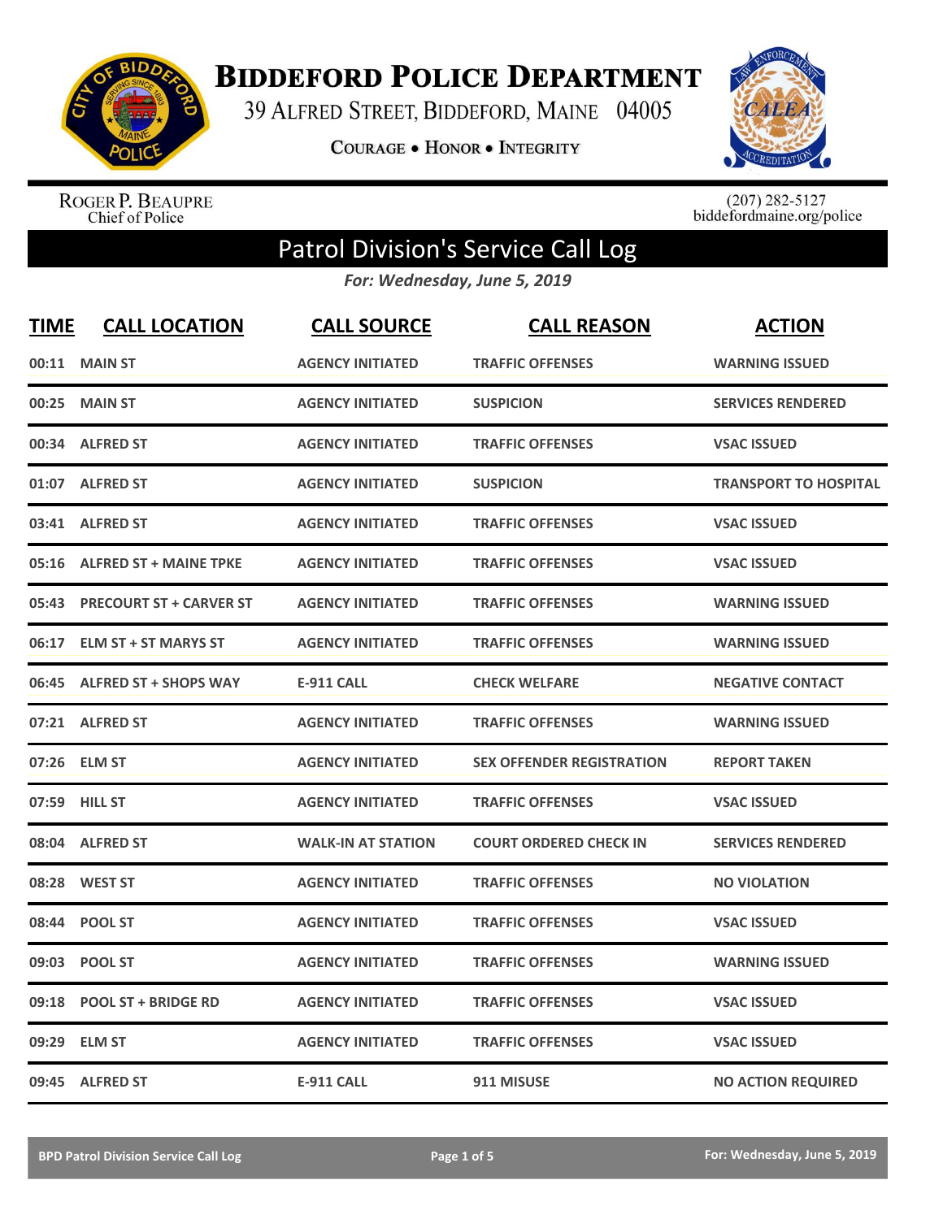# BIDDEFORD POLICE DEPARTMENT

39 ALFRED STREET, BIDDEFORD, MAINE 04005

COURAGE • HONOR • INTEGRITY

ROGER P. BEAUPRE
Chief of Police

(207) 282-5127
biddefordmaine.org/police

## Patrol Division's Service Call Log

*For: Wednesday, June 5, 2019*

| TIME | CALL LOCATION | CALL SOURCE | CALL REASON | ACTION |
|---|---|---|---|---|
| 00:11 | MAIN ST | AGENCY INITIATED | TRAFFIC OFFENSES | WARNING ISSUED |
| 00:25 | MAIN ST | AGENCY INITIATED | SUSPICION | SERVICES RENDERED |
| 00:34 | ALFRED ST | AGENCY INITIATED | TRAFFIC OFFENSES | VSAC ISSUED |
| 01:07 | ALFRED ST | AGENCY INITIATED | SUSPICION | TRANSPORT TO HOSPITAL |
| 03:41 | ALFRED ST | AGENCY INITIATED | TRAFFIC OFFENSES | VSAC ISSUED |
| 05:16 | ALFRED ST + MAINE TPKE | AGENCY INITIATED | TRAFFIC OFFENSES | VSAC ISSUED |
| 05:43 | PRECOURT ST + CARVER ST | AGENCY INITIATED | TRAFFIC OFFENSES | WARNING ISSUED |
| 06:17 | ELM ST + ST MARYS ST | AGENCY INITIATED | TRAFFIC OFFENSES | WARNING ISSUED |
| 06:45 | ALFRED ST + SHOPS WAY | E-911 CALL | CHECK WELFARE | NEGATIVE CONTACT |
| 07:21 | ALFRED ST | AGENCY INITIATED | TRAFFIC OFFENSES | WARNING ISSUED |
| 07:26 | ELM ST | AGENCY INITIATED | SEX OFFENDER REGISTRATION | REPORT TAKEN |
| 07:59 | HILL ST | AGENCY INITIATED | TRAFFIC OFFENSES | VSAC ISSUED |
| 08:04 | ALFRED ST | WALK-IN AT STATION | COURT ORDERED CHECK IN | SERVICES RENDERED |
| 08:28 | WEST ST | AGENCY INITIATED | TRAFFIC OFFENSES | NO VIOLATION |
| 08:44 | POOL ST | AGENCY INITIATED | TRAFFIC OFFENSES | VSAC ISSUED |
| 09:03 | POOL ST | AGENCY INITIATED | TRAFFIC OFFENSES | WARNING ISSUED |
| 09:18 | POOL ST + BRIDGE RD | AGENCY INITIATED | TRAFFIC OFFENSES | VSAC ISSUED |
| 09:29 | ELM ST | AGENCY INITIATED | TRAFFIC OFFENSES | VSAC ISSUED |
| 09:45 | ALFRED ST | E-911 CALL | 911 MISUSE | NO ACTION REQUIRED |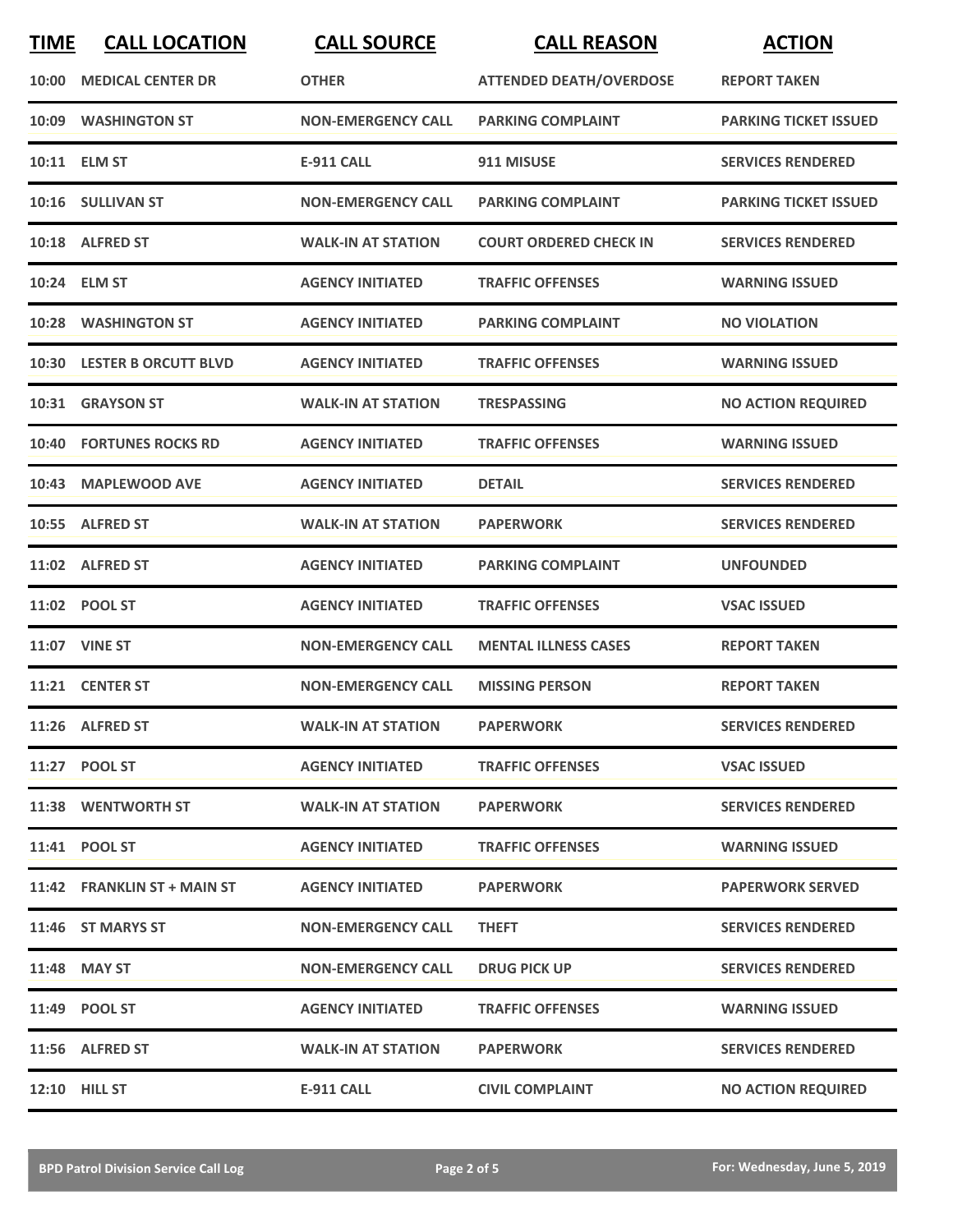| TIME | CALL LOCATION | CALL SOURCE | CALL REASON | ACTION |
|---|---|---|---|---|
| 10:00 | MEDICAL CENTER DR | OTHER | ATTENDED DEATH/OVERDOSE | REPORT TAKEN |
| 10:09 | WASHINGTON ST | NON-EMERGENCY CALL | PARKING COMPLAINT | PARKING TICKET ISSUED |
| 10:11 | ELM ST | E-911 CALL | 911 MISUSE | SERVICES RENDERED |
| 10:16 | SULLIVAN ST | NON-EMERGENCY CALL | PARKING COMPLAINT | PARKING TICKET ISSUED |
| 10:18 | ALFRED ST | WALK-IN AT STATION | COURT ORDERED CHECK IN | SERVICES RENDERED |
| 10:24 | ELM ST | AGENCY INITIATED | TRAFFIC OFFENSES | WARNING ISSUED |
| 10:28 | WASHINGTON ST | AGENCY INITIATED | PARKING COMPLAINT | NO VIOLATION |
| 10:30 | LESTER B ORCUTT BLVD | AGENCY INITIATED | TRAFFIC OFFENSES | WARNING ISSUED |
| 10:31 | GRAYSON ST | WALK-IN AT STATION | TRESPASSING | NO ACTION REQUIRED |
| 10:40 | FORTUNES ROCKS RD | AGENCY INITIATED | TRAFFIC OFFENSES | WARNING ISSUED |
| 10:43 | MAPLEWOOD AVE | AGENCY INITIATED | DETAIL | SERVICES RENDERED |
| 10:55 | ALFRED ST | WALK-IN AT STATION | PAPERWORK | SERVICES RENDERED |
| 11:02 | ALFRED ST | AGENCY INITIATED | PARKING COMPLAINT | UNFOUNDED |
| 11:02 | POOL ST | AGENCY INITIATED | TRAFFIC OFFENSES | VSAC ISSUED |
| 11:07 | VINE ST | NON-EMERGENCY CALL | MENTAL ILLNESS CASES | REPORT TAKEN |
| 11:21 | CENTER ST | NON-EMERGENCY CALL | MISSING PERSON | REPORT TAKEN |
| 11:26 | ALFRED ST | WALK-IN AT STATION | PAPERWORK | SERVICES RENDERED |
| 11:27 | POOL ST | AGENCY INITIATED | TRAFFIC OFFENSES | VSAC ISSUED |
| 11:38 | WENTWORTH ST | WALK-IN AT STATION | PAPERWORK | SERVICES RENDERED |
| 11:41 | POOL ST | AGENCY INITIATED | TRAFFIC OFFENSES | WARNING ISSUED |
| 11:42 | FRANKLIN ST + MAIN ST | AGENCY INITIATED | PAPERWORK | PAPERWORK SERVED |
| 11:46 | ST MARYS ST | NON-EMERGENCY CALL | THEFT | SERVICES RENDERED |
| 11:48 | MAY ST | NON-EMERGENCY CALL | DRUG PICK UP | SERVICES RENDERED |
| 11:49 | POOL ST | AGENCY INITIATED | TRAFFIC OFFENSES | WARNING ISSUED |
| 11:56 | ALFRED ST | WALK-IN AT STATION | PAPERWORK | SERVICES RENDERED |
| 12:10 | HILL ST | E-911 CALL | CIVIL COMPLAINT | NO ACTION REQUIRED |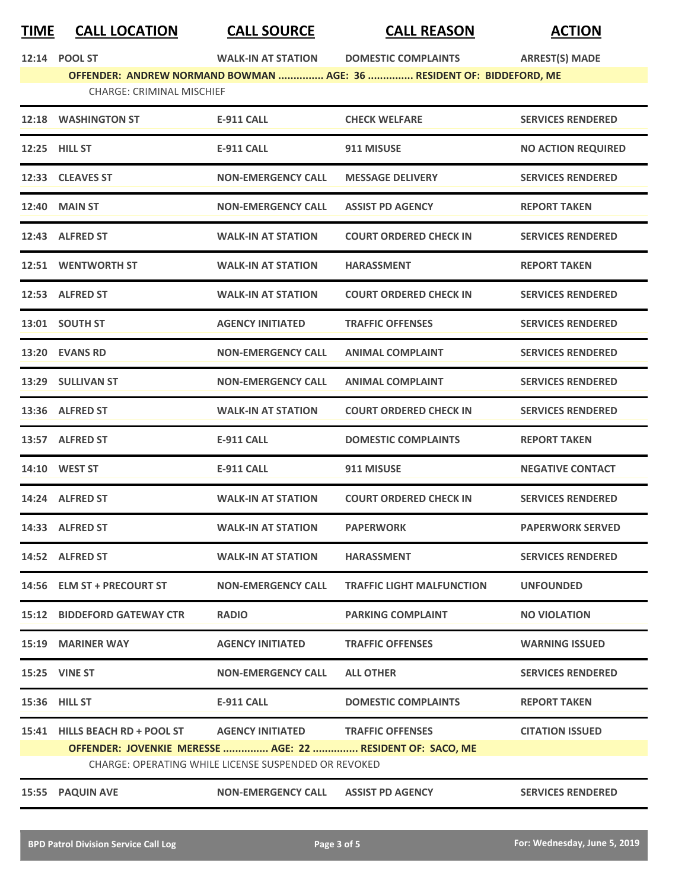| TIME | CALL LOCATION | CALL SOURCE | CALL REASON | ACTION |
|---|---|---|---|---|
| 12:14 | POOL ST | WALK-IN AT STATION | DOMESTIC COMPLAINTS | ARREST(S) MADE |
| | OFFENDER: ANDREW NORMAND BOWMAN .............. AGE: 36 ............... RESIDENT OF: BIDDEFORD, ME | | | |
| | CHARGE: CRIMINAL MISCHIEF | | | |
| 12:18 | WASHINGTON ST | E-911 CALL | CHECK WELFARE | SERVICES RENDERED |
| 12:25 | HILL ST | E-911 CALL | 911 MISUSE | NO ACTION REQUIRED |
| 12:33 | CLEAVES ST | NON-EMERGENCY CALL | MESSAGE DELIVERY | SERVICES RENDERED |
| 12:40 | MAIN ST | NON-EMERGENCY CALL | ASSIST PD AGENCY | REPORT TAKEN |
| 12:43 | ALFRED ST | WALK-IN AT STATION | COURT ORDERED CHECK IN | SERVICES RENDERED |
| 12:51 | WENTWORTH ST | WALK-IN AT STATION | HARASSMENT | REPORT TAKEN |
| 12:53 | ALFRED ST | WALK-IN AT STATION | COURT ORDERED CHECK IN | SERVICES RENDERED |
| 13:01 | SOUTH ST | AGENCY INITIATED | TRAFFIC OFFENSES | SERVICES RENDERED |
| 13:20 | EVANS RD | NON-EMERGENCY CALL | ANIMAL COMPLAINT | SERVICES RENDERED |
| 13:29 | SULLIVAN ST | NON-EMERGENCY CALL | ANIMAL COMPLAINT | SERVICES RENDERED |
| 13:36 | ALFRED ST | WALK-IN AT STATION | COURT ORDERED CHECK IN | SERVICES RENDERED |
| 13:57 | ALFRED ST | E-911 CALL | DOMESTIC COMPLAINTS | REPORT TAKEN |
| 14:10 | WEST ST | E-911 CALL | 911 MISUSE | NEGATIVE CONTACT |
| 14:24 | ALFRED ST | WALK-IN AT STATION | COURT ORDERED CHECK IN | SERVICES RENDERED |
| 14:33 | ALFRED ST | WALK-IN AT STATION | PAPERWORK | PAPERWORK SERVED |
| 14:52 | ALFRED ST | WALK-IN AT STATION | HARASSMENT | SERVICES RENDERED |
| 14:56 | ELM ST + PRECOURT ST | NON-EMERGENCY CALL | TRAFFIC LIGHT MALFUNCTION | UNFOUNDED |
| 15:12 | BIDDEFORD GATEWAY CTR | RADIO | PARKING COMPLAINT | NO VIOLATION |
| 15:19 | MARINER WAY | AGENCY INITIATED | TRAFFIC OFFENSES | WARNING ISSUED |
| 15:25 | VINE ST | NON-EMERGENCY CALL | ALL OTHER | SERVICES RENDERED |
| 15:36 | HILL ST | E-911 CALL | DOMESTIC COMPLAINTS | REPORT TAKEN |
| 15:41 | HILLS BEACH RD + POOL ST | AGENCY INITIATED | TRAFFIC OFFENSES | CITATION ISSUED |
| | OFFENDER: JOVENKIE MERESSE .............. AGE: 22 ............... RESIDENT OF: SACO, ME | | | |
| | CHARGE: OPERATING WHILE LICENSE SUSPENDED OR REVOKED | | | |
| 15:55 | PAQUIN AVE | NON-EMERGENCY CALL | ASSIST PD AGENCY | SERVICES RENDERED |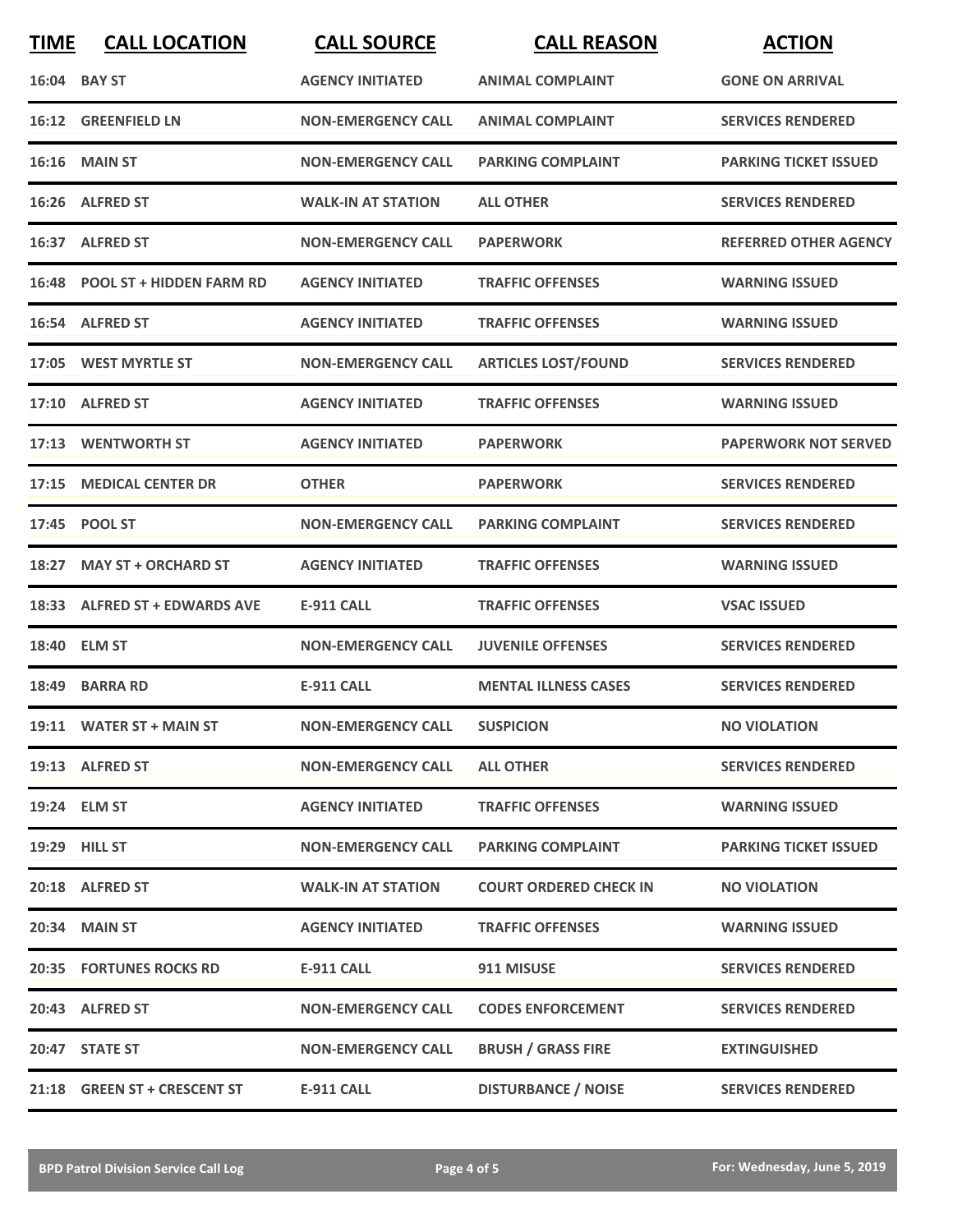| TIME | CALL LOCATION | CALL SOURCE | CALL REASON | ACTION |
|---|---|---|---|---|
| 16:04 | BAY ST | AGENCY INITIATED | ANIMAL COMPLAINT | GONE ON ARRIVAL |
| 16:12 | GREENFIELD LN | NON-EMERGENCY CALL | ANIMAL COMPLAINT | SERVICES RENDERED |
| 16:16 | MAIN ST | NON-EMERGENCY CALL | PARKING COMPLAINT | PARKING TICKET ISSUED |
| 16:26 | ALFRED ST | WALK-IN AT STATION | ALL OTHER | SERVICES RENDERED |
| 16:37 | ALFRED ST | NON-EMERGENCY CALL | PAPERWORK | REFERRED OTHER AGENCY |
| 16:48 | POOL ST + HIDDEN FARM RD | AGENCY INITIATED | TRAFFIC OFFENSES | WARNING ISSUED |
| 16:54 | ALFRED ST | AGENCY INITIATED | TRAFFIC OFFENSES | WARNING ISSUED |
| 17:05 | WEST MYRTLE ST | NON-EMERGENCY CALL | ARTICLES LOST/FOUND | SERVICES RENDERED |
| 17:10 | ALFRED ST | AGENCY INITIATED | TRAFFIC OFFENSES | WARNING ISSUED |
| 17:13 | WENTWORTH ST | AGENCY INITIATED | PAPERWORK | PAPERWORK NOT SERVED |
| 17:15 | MEDICAL CENTER DR | OTHER | PAPERWORK | SERVICES RENDERED |
| 17:45 | POOL ST | NON-EMERGENCY CALL | PARKING COMPLAINT | SERVICES RENDERED |
| 18:27 | MAY ST + ORCHARD ST | AGENCY INITIATED | TRAFFIC OFFENSES | WARNING ISSUED |
| 18:33 | ALFRED ST + EDWARDS AVE | E-911 CALL | TRAFFIC OFFENSES | VSAC ISSUED |
| 18:40 | ELM ST | NON-EMERGENCY CALL | JUVENILE OFFENSES | SERVICES RENDERED |
| 18:49 | BARRA RD | E-911 CALL | MENTAL ILLNESS CASES | SERVICES RENDERED |
| 19:11 | WATER ST + MAIN ST | NON-EMERGENCY CALL | SUSPICION | NO VIOLATION |
| 19:13 | ALFRED ST | NON-EMERGENCY CALL | ALL OTHER | SERVICES RENDERED |
| 19:24 | ELM ST | AGENCY INITIATED | TRAFFIC OFFENSES | WARNING ISSUED |
| 19:29 | HILL ST | NON-EMERGENCY CALL | PARKING COMPLAINT | PARKING TICKET ISSUED |
| 20:18 | ALFRED ST | WALK-IN AT STATION | COURT ORDERED CHECK IN | NO VIOLATION |
| 20:34 | MAIN ST | AGENCY INITIATED | TRAFFIC OFFENSES | WARNING ISSUED |
| 20:35 | FORTUNES ROCKS RD | E-911 CALL | 911 MISUSE | SERVICES RENDERED |
| 20:43 | ALFRED ST | NON-EMERGENCY CALL | CODES ENFORCEMENT | SERVICES RENDERED |
| 20:47 | STATE ST | NON-EMERGENCY CALL | BRUSH / GRASS FIRE | EXTINGUISHED |
| 21:18 | GREEN ST + CRESCENT ST | E-911 CALL | DISTURBANCE / NOISE | SERVICES RENDERED |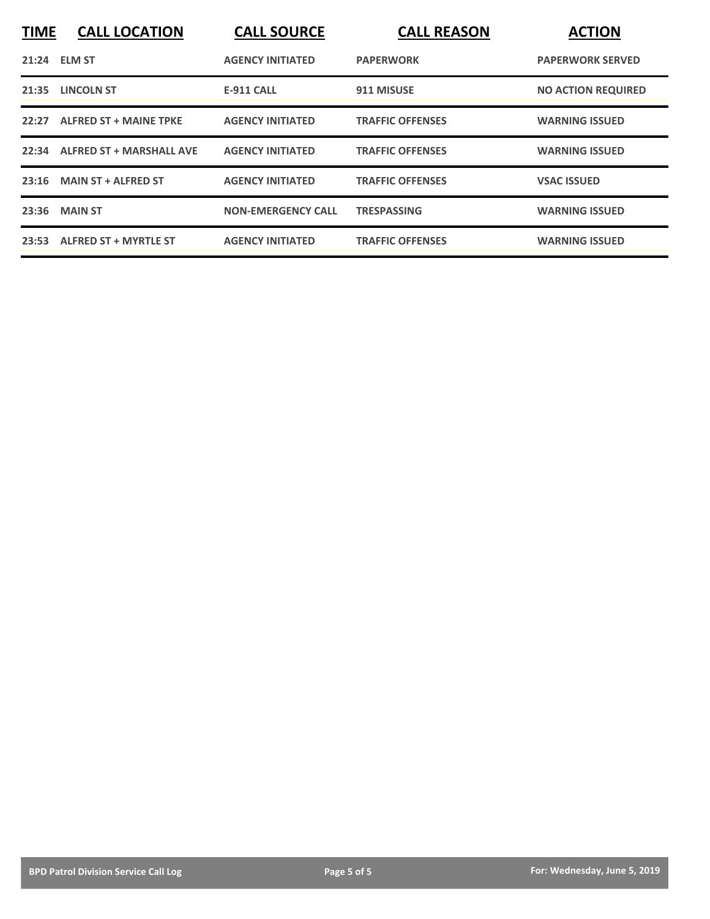| TIME | CALL LOCATION | CALL SOURCE | CALL REASON | ACTION |
|---|---|---|---|---|
| 21:24 | ELM ST | AGENCY INITIATED | PAPERWORK | PAPERWORK SERVED |
| 21:35 | LINCOLN ST | E-911 CALL | 911 MISUSE | NO ACTION REQUIRED |
| 22:27 | ALFRED ST + MAINE TPKE | AGENCY INITIATED | TRAFFIC OFFENSES | WARNING ISSUED |
| 22:34 | ALFRED ST + MARSHALL AVE | AGENCY INITIATED | TRAFFIC OFFENSES | WARNING ISSUED |
| 23:16 | MAIN ST + ALFRED ST | AGENCY INITIATED | TRAFFIC OFFENSES | VSAC ISSUED |
| 23:36 | MAIN ST | NON-EMERGENCY CALL | TRESPASSING | WARNING ISSUED |
| 23:53 | ALFRED ST + MYRTLE ST | AGENCY INITIATED | TRAFFIC OFFENSES | WARNING ISSUED |